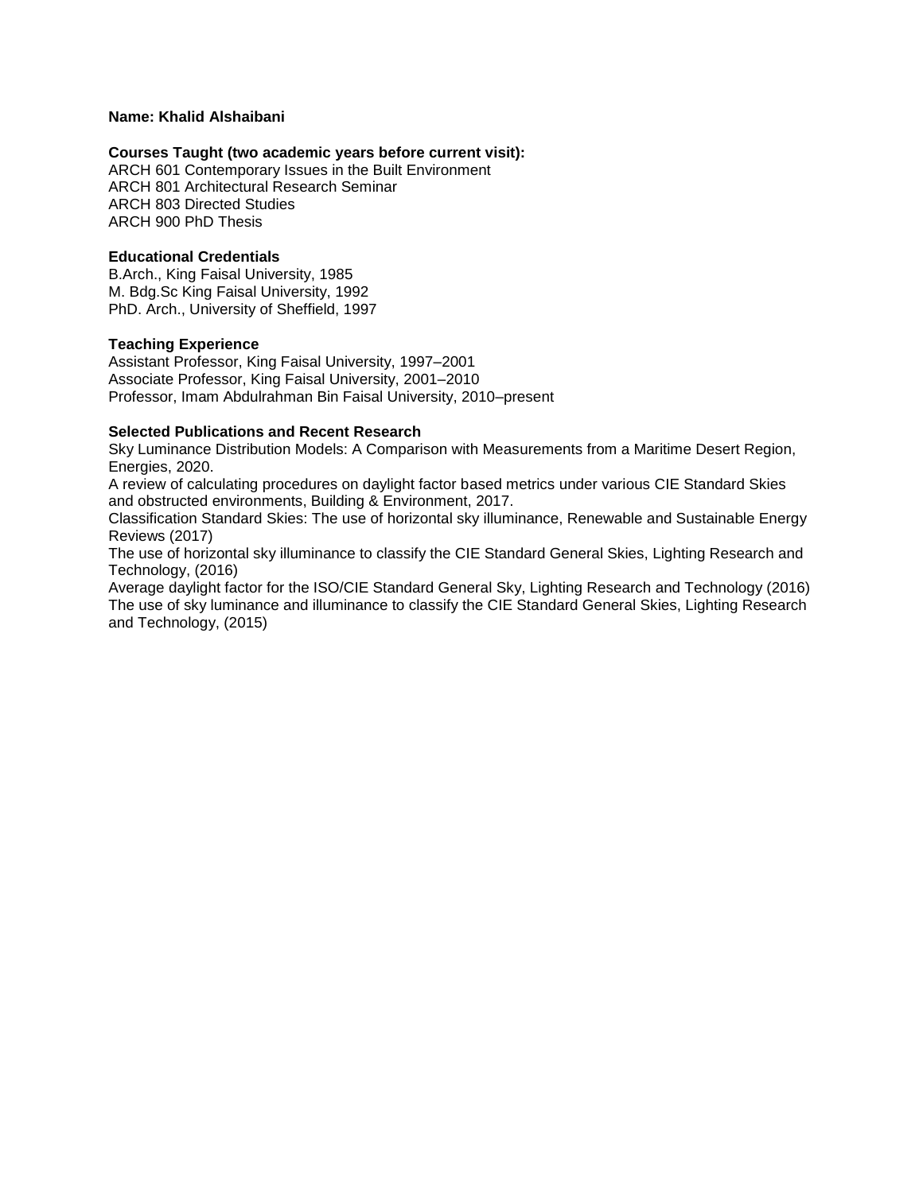**Name: Khalid Alshaibani**

**Courses Taught (two academic years before current visit):**
ARCH 601 Contemporary Issues in the Built Environment
ARCH 801 Architectural Research Seminar
ARCH 803 Directed Studies
ARCH 900 PhD Thesis

**Educational Credentials**
B.Arch., King Faisal University, 1985
M. Bdg.Sc King Faisal University, 1992
PhD. Arch., University of Sheffield, 1997

**Teaching Experience**
Assistant Professor, King Faisal University, 1997–2001
Associate Professor, King Faisal University, 2001–2010
Professor, Imam Abdulrahman Bin Faisal University, 2010–present

**Selected Publications and Recent Research**
Sky Luminance Distribution Models: A Comparison with Measurements from a Maritime Desert Region, Energies, 2020.
A review of calculating procedures on daylight factor based metrics under various CIE Standard Skies and obstructed environments, Building & Environment, 2017.
Classification Standard Skies: The use of horizontal sky illuminance, Renewable and Sustainable Energy Reviews (2017)
The use of horizontal sky illuminance to classify the CIE Standard General Skies, Lighting Research and Technology, (2016)
Average daylight factor for the ISO/CIE Standard General Sky, Lighting Research and Technology (2016)
The use of sky luminance and illuminance to classify the CIE Standard General Skies, Lighting Research and Technology, (2015)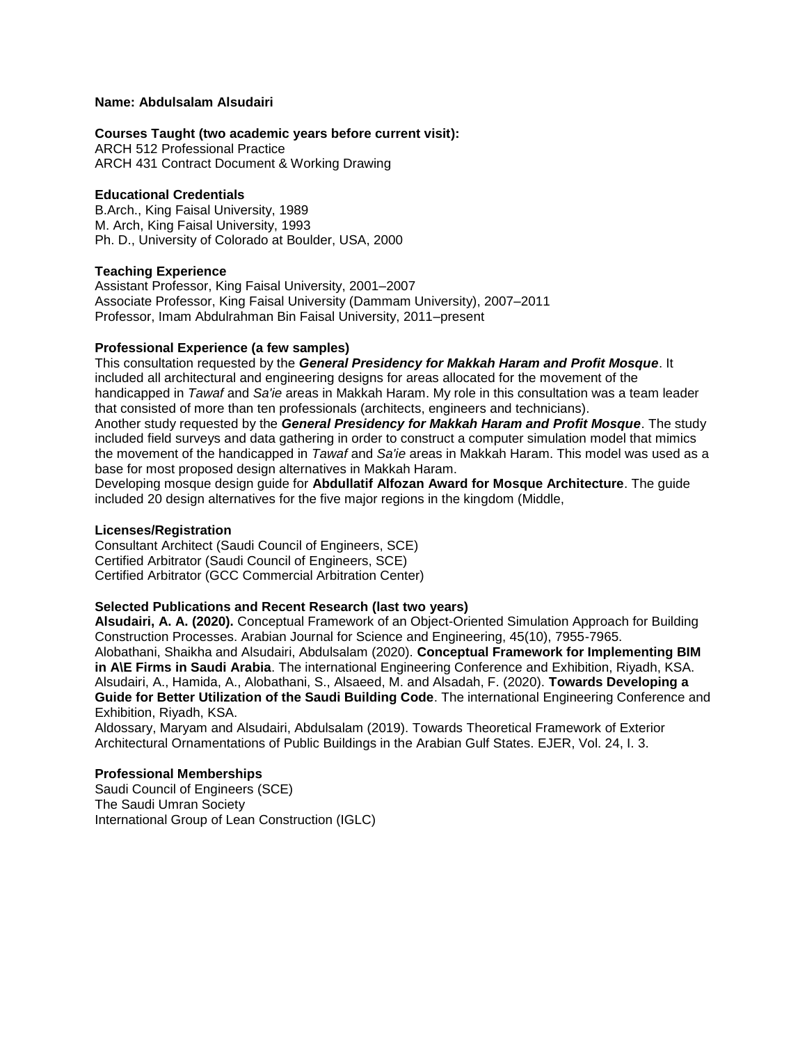**Name: Abdulsalam Alsudairi**

**Courses Taught (two academic years before current visit):**
ARCH 512 Professional Practice
ARCH 431 Contract Document & Working Drawing

**Educational Credentials**
B.Arch., King Faisal University, 1989
M. Arch, King Faisal University, 1993
Ph. D., University of Colorado at Boulder, USA, 2000

**Teaching Experience**
Assistant Professor, King Faisal University, 2001–2007
Associate Professor, King Faisal University (Dammam University), 2007–2011
Professor, Imam Abdulrahman Bin Faisal University, 2011–present

**Professional Experience (a few samples)**
This consultation requested by the ***General Presidency for Makkah Haram and Profit Mosque***. It included all architectural and engineering designs for areas allocated for the movement of the handicapped in *Tawaf* and *Sa'ie* areas in Makkah Haram. My role in this consultation was a team leader that consisted of more than ten professionals (architects, engineers and technicians).
Another study requested by the ***General Presidency for Makkah Haram and Profit Mosque***. The study included field surveys and data gathering in order to construct a computer simulation model that mimics the movement of the handicapped in *Tawaf* and *Sa'ie* areas in Makkah Haram. This model was used as a base for most proposed design alternatives in Makkah Haram.
Developing mosque design guide for **Abdullatif Alfozan Award for Mosque Architecture**. The guide included 20 design alternatives for the five major regions in the kingdom (Middle,

**Licenses/Registration**
Consultant Architect (Saudi Council of Engineers, SCE)
Certified Arbitrator (Saudi Council of Engineers, SCE)
Certified Arbitrator (GCC Commercial Arbitration Center)

**Selected Publications and Recent Research (last two years)**
**Alsudairi, A. A. (2020).** Conceptual Framework of an Object-Oriented Simulation Approach for Building Construction Processes. Arabian Journal for Science and Engineering, 45(10), 7955-7965.
Alobathani, Shaikha and Alsudairi, Abdulsalam (2020). **Conceptual Framework for Implementing BIM in A\E Firms in Saudi Arabia**. The international Engineering Conference and Exhibition, Riyadh, KSA.
Alsudairi, A., Hamida, A., Alobathani, S., Alsaeed, M. and Alsadah, F. (2020). **Towards Developing a Guide for Better Utilization of the Saudi Building Code**. The international Engineering Conference and Exhibition, Riyadh, KSA.
Aldossary, Maryam and Alsudairi, Abdulsalam (2019). Towards Theoretical Framework of Exterior Architectural Ornamentations of Public Buildings in the Arabian Gulf States. EJER, Vol. 24, I. 3.

**Professional Memberships**
Saudi Council of Engineers (SCE)
The Saudi Umran Society
International Group of Lean Construction (IGLC)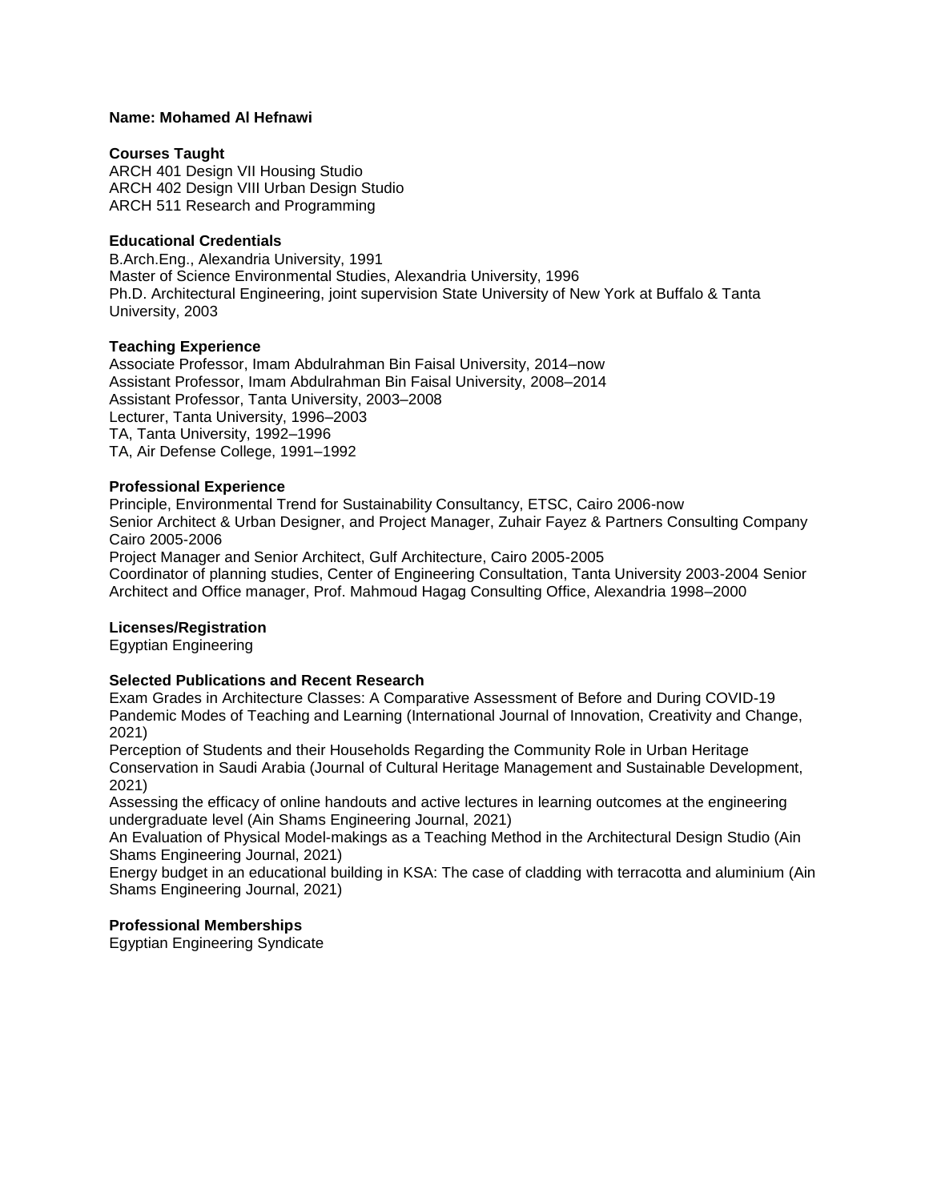**Name: Mohamed Al Hefnawi**

**Courses Taught**

ARCH 401 Design VII Housing Studio
ARCH 402 Design VIII Urban Design Studio
ARCH 511 Research and Programming

**Educational Credentials**

B.Arch.Eng., Alexandria University, 1991
Master of Science Environmental Studies, Alexandria University, 1996
Ph.D. Architectural Engineering, joint supervision State University of New York at Buffalo & Tanta University, 2003

**Teaching Experience**

Associate Professor, Imam Abdulrahman Bin Faisal University, 2014–now
Assistant Professor, Imam Abdulrahman Bin Faisal University, 2008–2014
Assistant Professor, Tanta University, 2003–2008
Lecturer, Tanta University, 1996–2003
TA, Tanta University, 1992–1996
TA, Air Defense College, 1991–1992

**Professional Experience**

Principle, Environmental Trend for Sustainability Consultancy, ETSC, Cairo 2006-now
Senior Architect & Urban Designer, and Project Manager, Zuhair Fayez & Partners Consulting Company Cairo 2005-2006
Project Manager and Senior Architect, Gulf Architecture, Cairo 2005-2005
Coordinator of planning studies, Center of Engineering Consultation, Tanta University 2003-2004 Senior Architect and Office manager, Prof. Mahmoud Hagag Consulting Office, Alexandria 1998–2000

**Licenses/Registration**

Egyptian Engineering

**Selected Publications and Recent Research**

Exam Grades in Architecture Classes: A Comparative Assessment of Before and During COVID-19 Pandemic Modes of Teaching and Learning (International Journal of Innovation, Creativity and Change, 2021)
Perception of Students and their Households Regarding the Community Role in Urban Heritage Conservation in Saudi Arabia (Journal of Cultural Heritage Management and Sustainable Development, 2021)
Assessing the efficacy of online handouts and active lectures in learning outcomes at the engineering undergraduate level (Ain Shams Engineering Journal, 2021)
An Evaluation of Physical Model-makings as a Teaching Method in the Architectural Design Studio (Ain Shams Engineering Journal, 2021)
Energy budget in an educational building in KSA: The case of cladding with terracotta and aluminium (Ain Shams Engineering Journal, 2021)

**Professional Memberships**

Egyptian Engineering Syndicate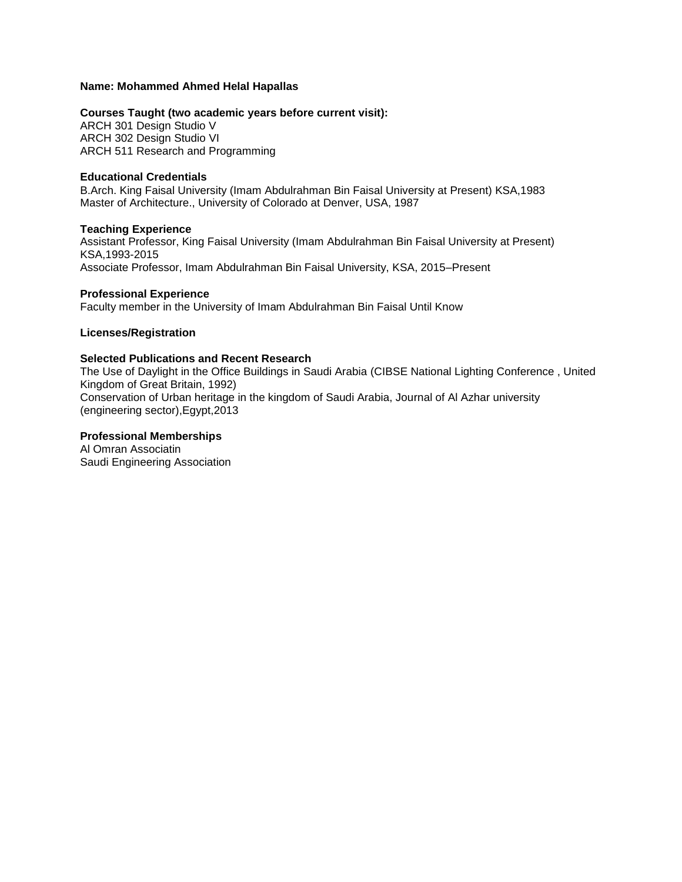**Name: Mohammed Ahmed Helal Hapallas**

**Courses Taught (two academic years before current visit):**
ARCH 301 Design Studio V
ARCH 302 Design Studio VI
ARCH 511 Research and Programming

**Educational Credentials**
B.Arch. King Faisal University (Imam Abdulrahman Bin Faisal University at Present) KSA,1983
Master of Architecture., University of Colorado at Denver, USA, 1987

**Teaching Experience**
Assistant Professor, King Faisal University (Imam Abdulrahman Bin Faisal University at Present) KSA,1993-2015
Associate Professor, Imam Abdulrahman Bin Faisal University, KSA, 2015–Present

**Professional Experience**
Faculty member in the University of Imam Abdulrahman Bin Faisal Until Know

**Licenses/Registration**

**Selected Publications and Recent Research**
The Use of Daylight in the Office Buildings in Saudi Arabia (CIBSE National Lighting Conference , United Kingdom of Great Britain, 1992)
Conservation of Urban heritage in the kingdom of Saudi Arabia, Journal of Al Azhar university (engineering sector),Egypt,2013

**Professional Memberships**
Al Omran Associatin
Saudi Engineering Association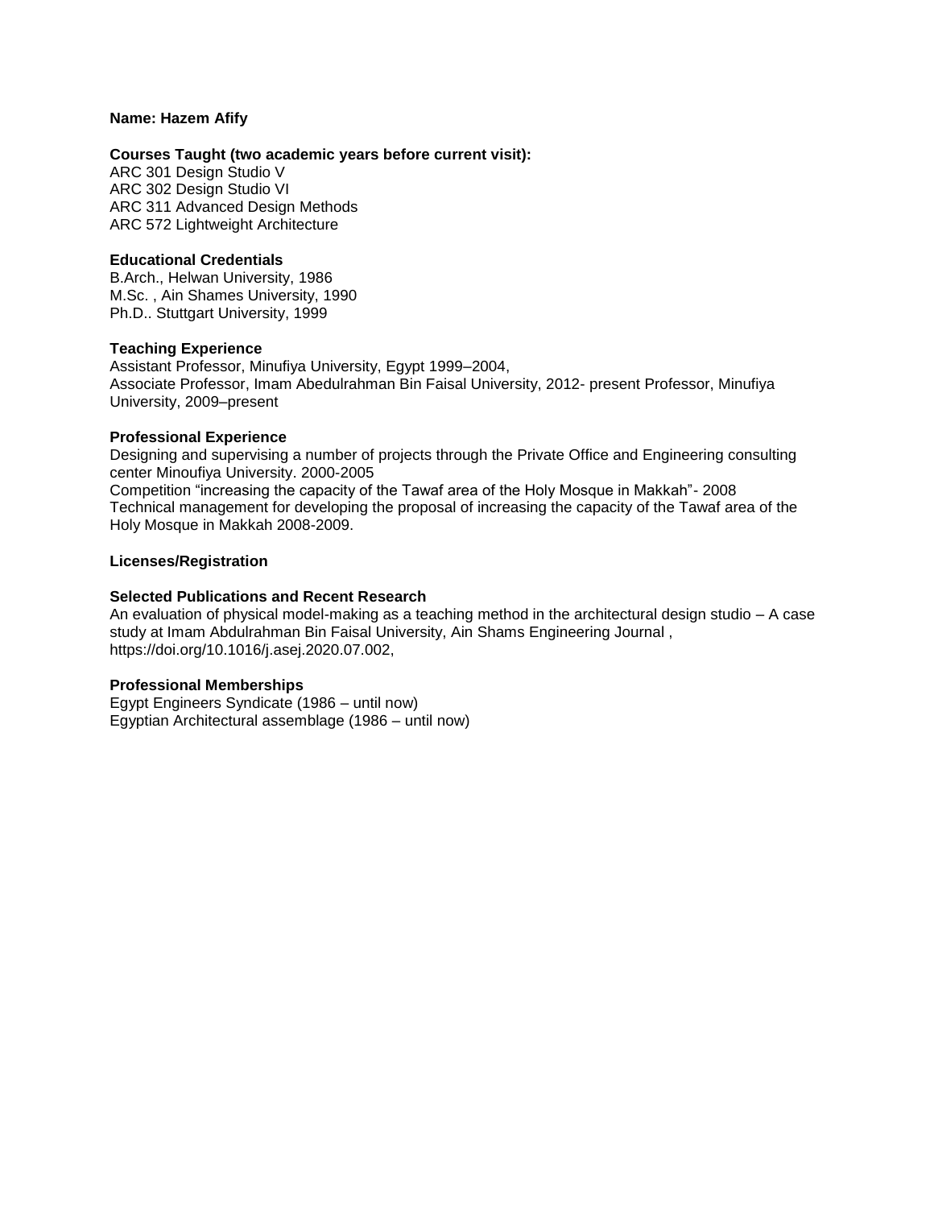**Name: Hazem Afify**

**Courses Taught (two academic years before current visit):**
ARC 301 Design Studio V
ARC 302 Design Studio VI
ARC 311 Advanced Design Methods
ARC 572 Lightweight Architecture

**Educational Credentials**
B.Arch., Helwan University, 1986
M.Sc. , Ain Shames University, 1990
Ph.D.. Stuttgart University, 1999

**Teaching Experience**
Assistant Professor, Minufiya University, Egypt 1999–2004,
Associate Professor, Imam Abedulrahman Bin Faisal University, 2012- present Professor, Minufiya University, 2009–present

**Professional Experience**
Designing and supervising a number of projects through the Private Office and Engineering consulting center Minoufiya University. 2000-2005
Competition "increasing the capacity of the Tawaf area of the Holy Mosque in Makkah"- 2008
Technical management for developing the proposal of increasing the capacity of the Tawaf area of the Holy Mosque in Makkah 2008-2009.

**Licenses/Registration**

**Selected Publications and Recent Research**
An evaluation of physical model-making as a teaching method in the architectural design studio – A case study at Imam Abdulrahman Bin Faisal University, Ain Shams Engineering Journal , https://doi.org/10.1016/j.asej.2020.07.002,

**Professional Memberships**
Egypt Engineers Syndicate (1986 – until now)
Egyptian Architectural assemblage (1986 – until now)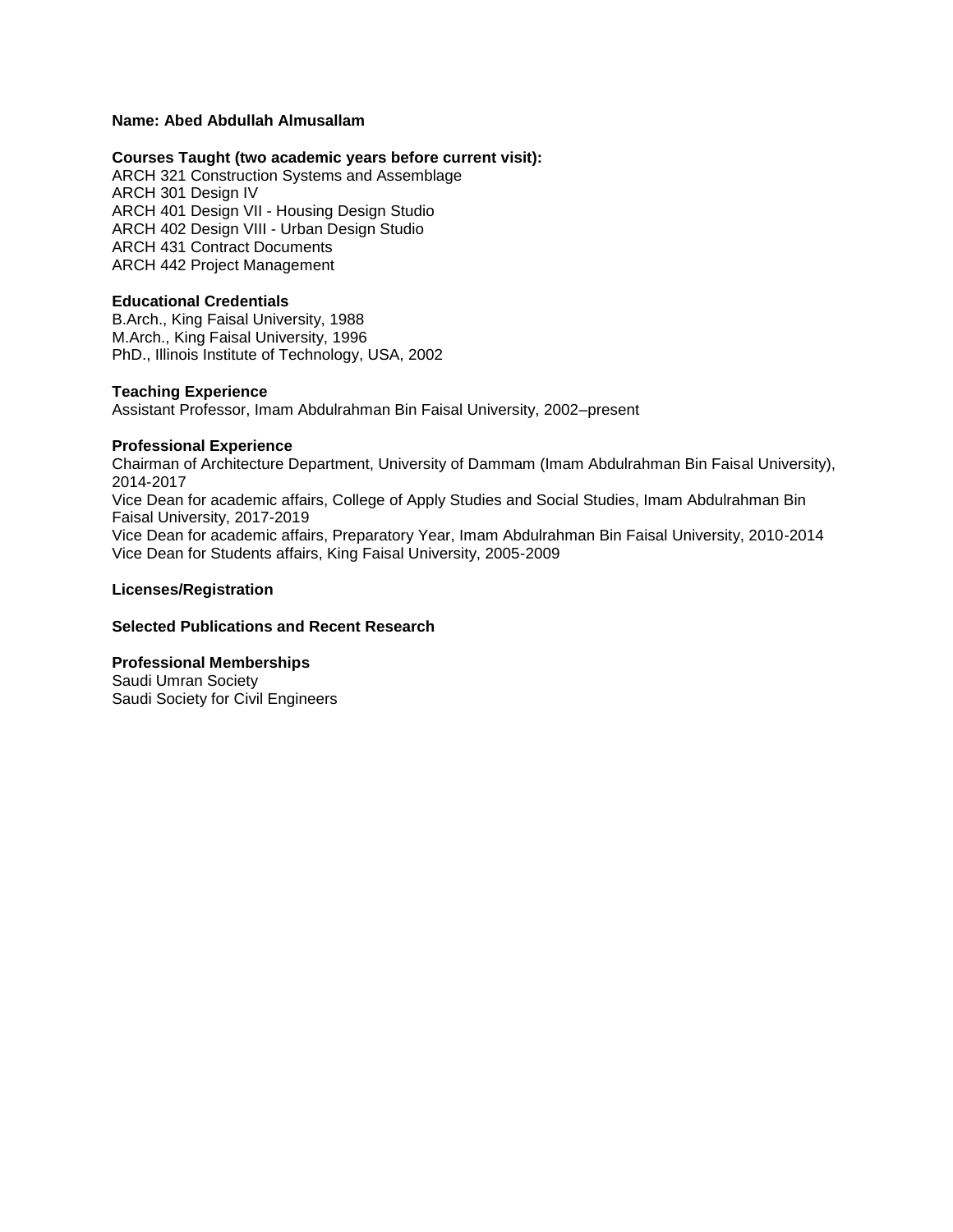**Name: Abed Abdullah Almusallam**

**Courses Taught (two academic years before current visit):**
ARCH 321 Construction Systems and Assemblage
ARCH 301 Design IV
ARCH 401 Design VII - Housing Design Studio
ARCH 402 Design VIII - Urban Design Studio
ARCH 431 Contract Documents
ARCH 442 Project Management

**Educational Credentials**
B.Arch., King Faisal University, 1988
M.Arch., King Faisal University, 1996
PhD., Illinois Institute of Technology, USA, 2002

**Teaching Experience**
Assistant Professor, Imam Abdulrahman Bin Faisal University, 2002–present

**Professional Experience**
Chairman of Architecture Department, University of Dammam (Imam Abdulrahman Bin Faisal University), 2014-2017
Vice Dean for academic affairs, College of Apply Studies and Social Studies, Imam Abdulrahman Bin Faisal University, 2017-2019
Vice Dean for academic affairs, Preparatory Year, Imam Abdulrahman Bin Faisal University, 2010-2014
Vice Dean for Students affairs, King Faisal University, 2005-2009

**Licenses/Registration**

**Selected Publications and Recent Research**

**Professional Memberships**
Saudi Umran Society
Saudi Society for Civil Engineers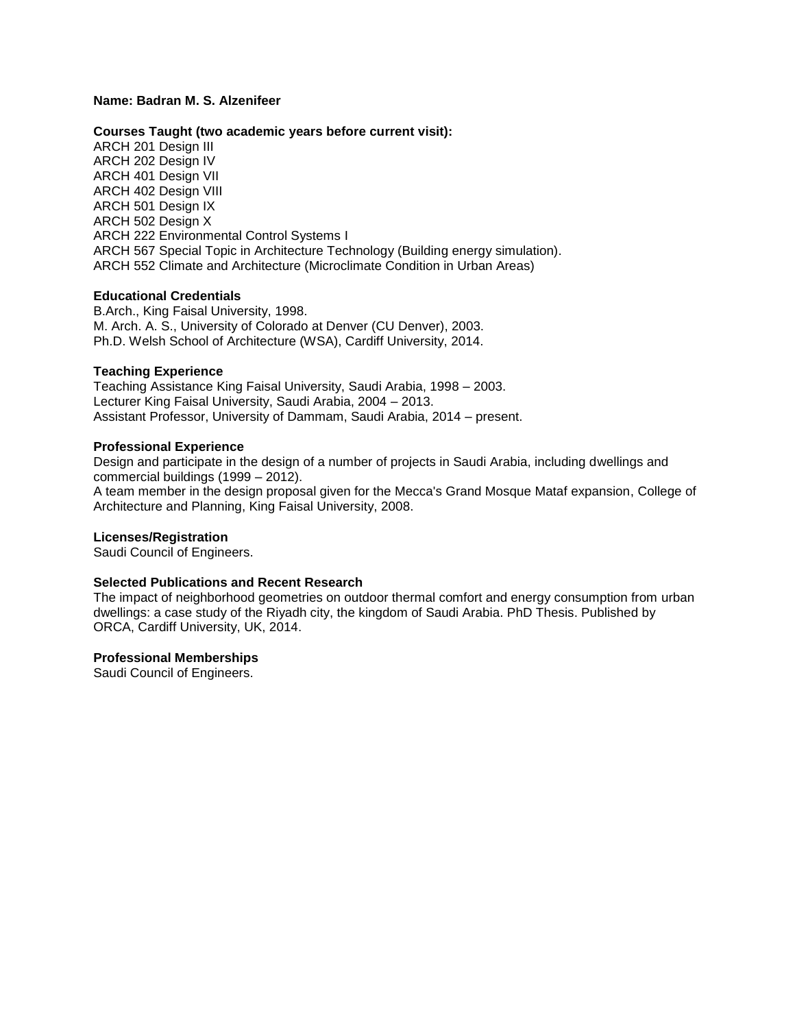**Name: Badran M. S. Alzenifeer**

**Courses Taught (two academic years before current visit):**

ARCH 201 Design III
ARCH 202 Design IV
ARCH 401 Design VII
ARCH 402 Design VIII
ARCH 501 Design IX
ARCH 502 Design X
ARCH 222 Environmental Control Systems I
ARCH 567 Special Topic in Architecture Technology (Building energy simulation).
ARCH 552 Climate and Architecture (Microclimate Condition in Urban Areas)

**Educational Credentials**

B.Arch., King Faisal University, 1998.
M. Arch. A. S., University of Colorado at Denver (CU Denver), 2003.
Ph.D. Welsh School of Architecture (WSA), Cardiff University, 2014.

**Teaching Experience**

Teaching Assistance King Faisal University, Saudi Arabia, 1998 – 2003.
Lecturer King Faisal University, Saudi Arabia, 2004 – 2013.
Assistant Professor, University of Dammam, Saudi Arabia, 2014 – present.

**Professional Experience**

Design and participate in the design of a number of projects in Saudi Arabia, including dwellings and commercial buildings (1999 – 2012).
A team member in the design proposal given for the Mecca's Grand Mosque Mataf expansion, College of Architecture and Planning, King Faisal University, 2008.

**Licenses/Registration**

Saudi Council of Engineers.

**Selected Publications and Recent Research**

The impact of neighborhood geometries on outdoor thermal comfort and energy consumption from urban dwellings: a case study of the Riyadh city, the kingdom of Saudi Arabia. PhD Thesis. Published by ORCA, Cardiff University, UK, 2014.

**Professional Memberships**

Saudi Council of Engineers.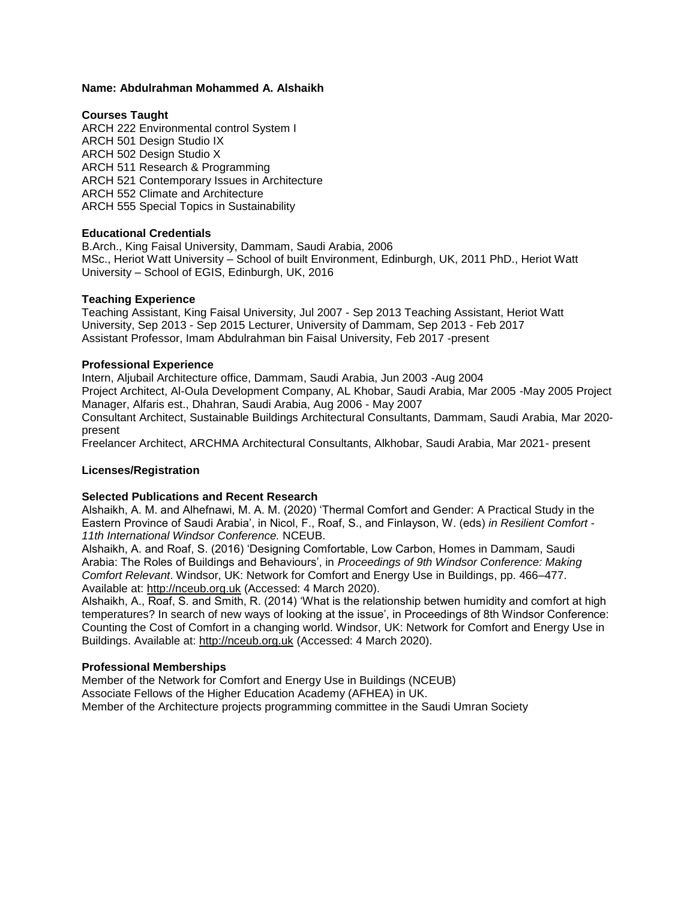**Name: Abdulrahman Mohammed A. Alshaikh**

**Courses Taught**

ARCH 222 Environmental control System I
ARCH 501 Design Studio IX
ARCH 502 Design Studio X
ARCH 511 Research & Programming
ARCH 521 Contemporary Issues in Architecture
ARCH 552 Climate and Architecture
ARCH 555 Special Topics in Sustainability

**Educational Credentials**

B.Arch., King Faisal University, Dammam, Saudi Arabia, 2006
MSc., Heriot Watt University – School of built Environment, Edinburgh, UK, 2011 PhD., Heriot Watt University – School of EGIS, Edinburgh, UK, 2016

**Teaching Experience**

Teaching Assistant, King Faisal University, Jul 2007 - Sep 2013 Teaching Assistant, Heriot Watt University, Sep 2013 - Sep 2015 Lecturer, University of Dammam, Sep 2013 - Feb 2017
Assistant Professor, Imam Abdulrahman bin Faisal University, Feb 2017 -present

**Professional Experience**

Intern, Aljubail Architecture office, Dammam, Saudi Arabia, Jun 2003 -Aug 2004
Project Architect, Al-Oula Development Company, AL Khobar, Saudi Arabia, Mar 2005 -May 2005 Project Manager, Alfaris est., Dhahran, Saudi Arabia, Aug 2006 - May 2007
Consultant Architect, Sustainable Buildings Architectural Consultants, Dammam, Saudi Arabia, Mar 2020- present
Freelancer Architect, ARCHMA Architectural Consultants, Alkhobar, Saudi Arabia, Mar 2021- present

**Licenses/Registration**

**Selected Publications and Recent Research**

Alshaikh, A. M. and Alhefnawi, M. A. M. (2020) 'Thermal Comfort and Gender: A Practical Study in the Eastern Province of Saudi Arabia', in Nicol, F., Roaf, S., and Finlayson, W. (eds) *in Resilient Comfort - 11th International Windsor Conference.* NCEUB.
Alshaikh, A. and Roaf, S. (2016) 'Designing Comfortable, Low Carbon, Homes in Dammam, Saudi Arabia: The Roles of Buildings and Behaviours', in *Proceedings of 9th Windsor Conference: Making Comfort Relevant*. Windsor, UK: Network for Comfort and Energy Use in Buildings, pp. 466–477. Available at: http://nceub.org.uk (Accessed: 4 March 2020).
Alshaikh, A., Roaf, S. and Smith, R. (2014) 'What is the relationship betwen humidity and comfort at high temperatures? In search of new ways of looking at the issue', in Proceedings of 8th Windsor Conference: Counting the Cost of Comfort in a changing world. Windsor, UK: Network for Comfort and Energy Use in Buildings. Available at: http://nceub.org.uk (Accessed: 4 March 2020).

**Professional Memberships**

Member of the Network for Comfort and Energy Use in Buildings (NCEUB)
Associate Fellows of the Higher Education Academy (AFHEA) in UK.
Member of the Architecture projects programming committee in the Saudi Umran Society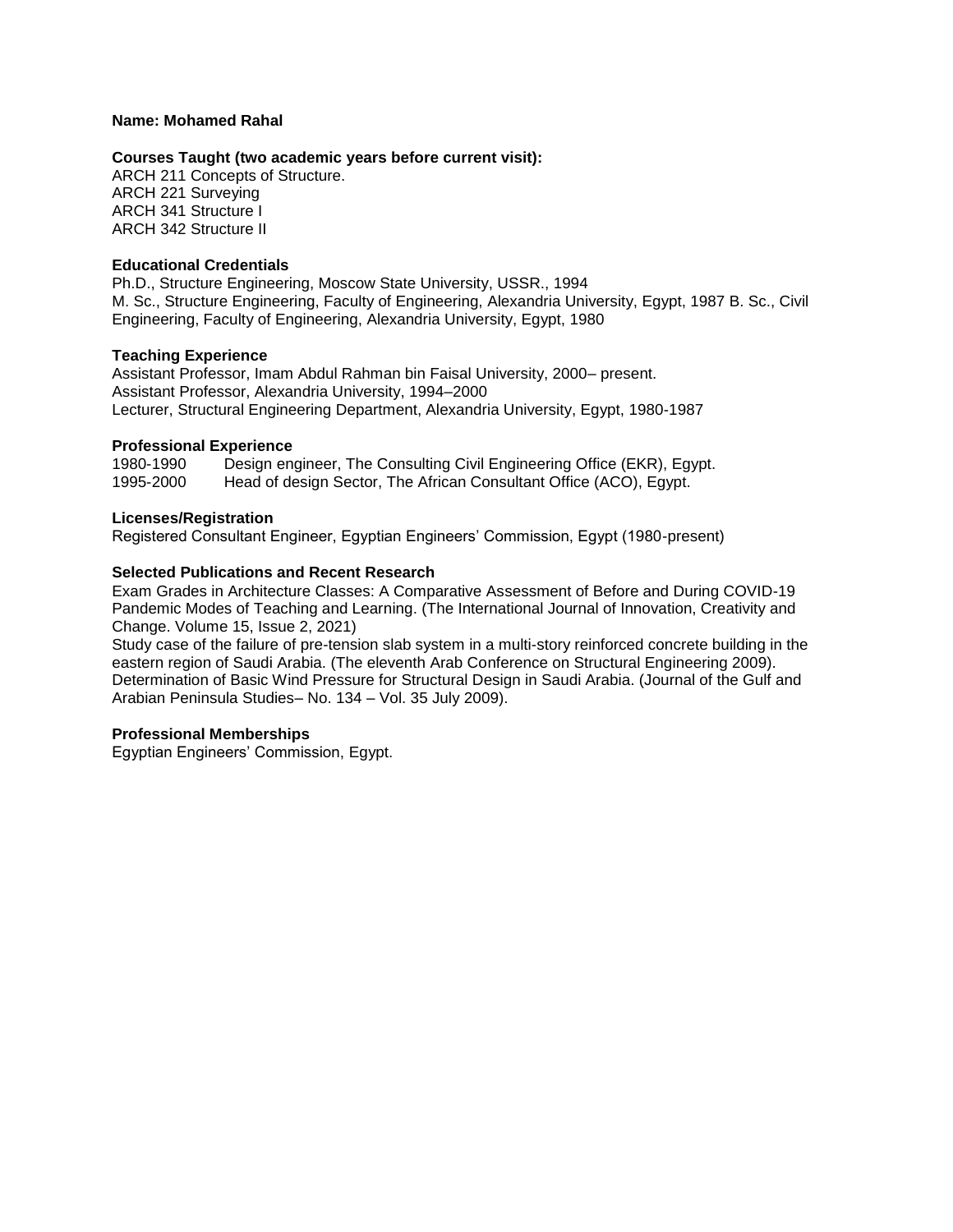**Name: Mohamed Rahal**

**Courses Taught (two academic years before current visit):**

ARCH 211 Concepts of Structure.
ARCH 221 Surveying
ARCH 341 Structure I
ARCH 342 Structure II

**Educational Credentials**

Ph.D., Structure Engineering, Moscow State University, USSR., 1994
M. Sc., Structure Engineering, Faculty of Engineering, Alexandria University, Egypt, 1987 B. Sc., Civil Engineering, Faculty of Engineering, Alexandria University, Egypt, 1980

**Teaching Experience**

Assistant Professor, Imam Abdul Rahman bin Faisal University, 2000– present.
Assistant Professor, Alexandria University, 1994–2000
Lecturer, Structural Engineering Department, Alexandria University, Egypt, 1980-1987

**Professional Experience**

1980-1990 Design engineer, The Consulting Civil Engineering Office (EKR), Egypt.
1995-2000 Head of design Sector, The African Consultant Office (ACO), Egypt.

**Licenses/Registration**

Registered Consultant Engineer, Egyptian Engineers' Commission, Egypt (1980-present)

**Selected Publications and Recent Research**

Exam Grades in Architecture Classes: A Comparative Assessment of Before and During COVID-19 Pandemic Modes of Teaching and Learning. (The International Journal of Innovation, Creativity and Change. Volume 15, Issue 2, 2021)
Study case of the failure of pre-tension slab system in a multi-story reinforced concrete building in the eastern region of Saudi Arabia. (The eleventh Arab Conference on Structural Engineering 2009).
Determination of Basic Wind Pressure for Structural Design in Saudi Arabia. (Journal of the Gulf and Arabian Peninsula Studies– No. 134 – Vol. 35 July 2009).

**Professional Memberships**

Egyptian Engineers' Commission, Egypt.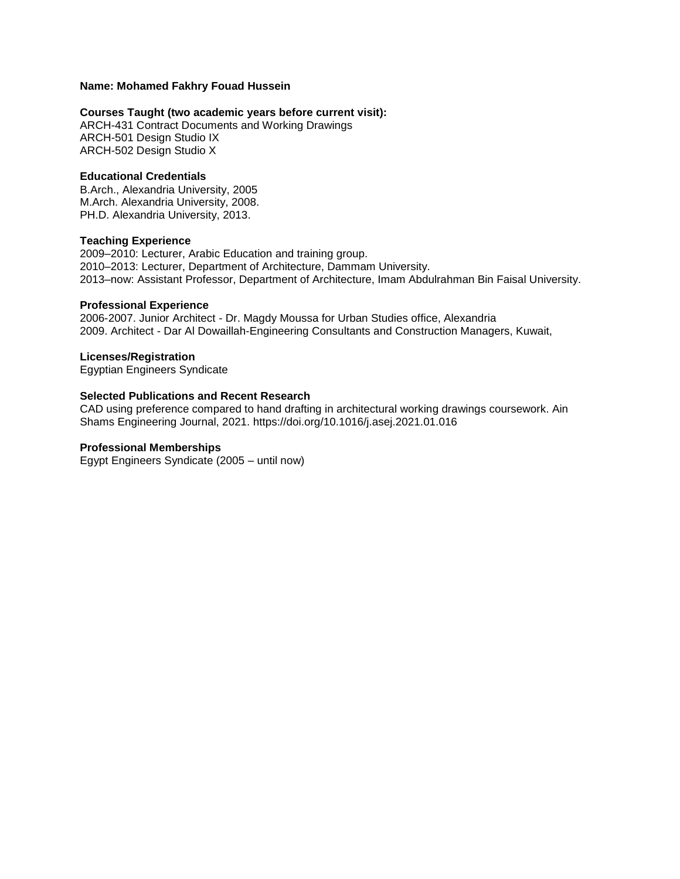**Name: Mohamed Fakhry Fouad Hussein**

**Courses Taught (two academic years before current visit):**
ARCH-431 Contract Documents and Working Drawings
ARCH-501 Design Studio IX
ARCH-502 Design Studio X

**Educational Credentials**
B.Arch., Alexandria University, 2005
M.Arch. Alexandria University, 2008.
PH.D. Alexandria University, 2013.

**Teaching Experience**
2009–2010: Lecturer, Arabic Education and training group.
2010–2013: Lecturer, Department of Architecture, Dammam University.
2013–now: Assistant Professor, Department of Architecture, Imam Abdulrahman Bin Faisal University.

**Professional Experience**
2006-2007. Junior Architect - Dr. Magdy Moussa for Urban Studies office, Alexandria
2009. Architect - Dar Al Dowaillah-Engineering Consultants and Construction Managers, Kuwait,

**Licenses/Registration**
Egyptian Engineers Syndicate

**Selected Publications and Recent Research**
CAD using preference compared to hand drafting in architectural working drawings coursework. Ain Shams Engineering Journal, 2021. https://doi.org/10.1016/j.asej.2021.01.016

**Professional Memberships**
Egypt Engineers Syndicate (2005 – until now)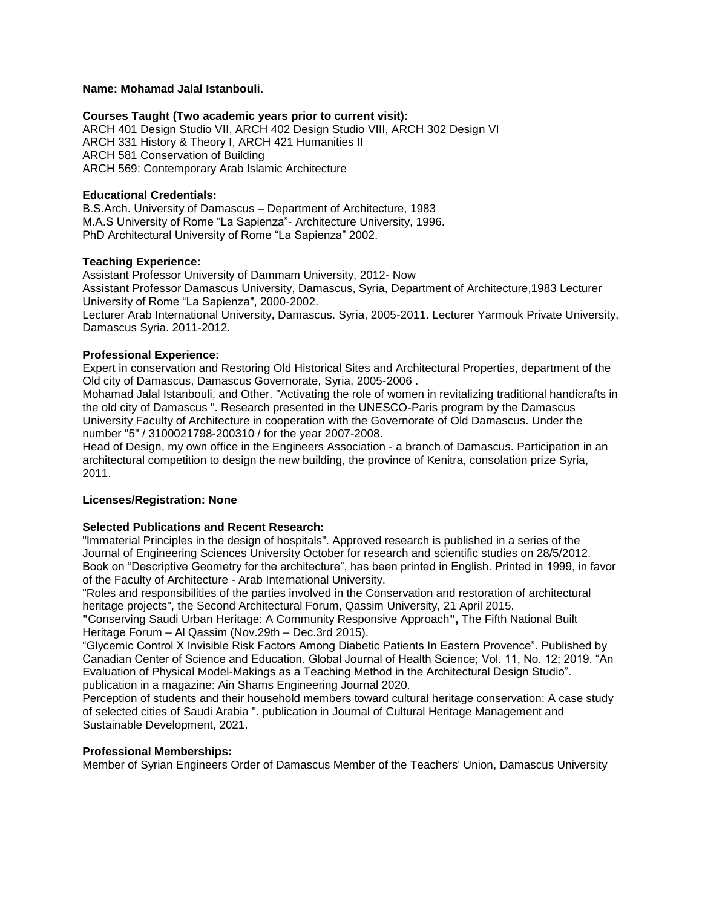**Name: Mohamad Jalal Istanbouli.**

**Courses Taught (Two academic years prior to current visit):**

ARCH 401 Design Studio VII, ARCH 402 Design Studio VIII, ARCH 302 Design VI
ARCH 331 History & Theory I, ARCH 421 Humanities II
ARCH 581 Conservation of Building
ARCH 569: Contemporary Arab Islamic Architecture

**Educational Credentials:**

B.S.Arch. University of Damascus – Department of Architecture, 1983
M.A.S University of Rome "La Sapienza"- Architecture University, 1996.
PhD Architectural University of Rome "La Sapienza" 2002.

**Teaching Experience:**

Assistant Professor University of Dammam University, 2012- Now
Assistant Professor Damascus University, Damascus, Syria, Department of Architecture,1983 Lecturer University of Rome "La Sapienza", 2000-2002.
Lecturer Arab International University, Damascus. Syria, 2005-2011. Lecturer Yarmouk Private University, Damascus Syria. 2011-2012.

**Professional Experience:**

Expert in conservation and Restoring Old Historical Sites and Architectural Properties, department of the Old city of Damascus, Damascus Governorate, Syria, 2005-2006 .
Mohamad Jalal Istanbouli, and Other. "Activating the role of women in revitalizing traditional handicrafts in the old city of Damascus ". Research presented in the UNESCO-Paris program by the Damascus University Faculty of Architecture in cooperation with the Governorate of Old Damascus. Under the number "5" / 3100021798-200310 / for the year 2007-2008.
Head of Design, my own office in the Engineers Association - a branch of Damascus. Participation in an architectural competition to design the new building, the province of Kenitra, consolation prize Syria, 2011.

**Licenses/Registration: None**

**Selected Publications and Recent Research:**

"Immaterial Principles in the design of hospitals". Approved research is published in a series of the Journal of Engineering Sciences University October for research and scientific studies on 28/5/2012.
Book on "Descriptive Geometry for the architecture", has been printed in English. Printed in 1999, in favor of the Faculty of Architecture - Arab International University.
"Roles and responsibilities of the parties involved in the Conservation and restoration of architectural heritage projects", the Second Architectural Forum, Qassim University, 21 April 2015.
**"**Conserving Saudi Urban Heritage: A Community Responsive Approach**",** The Fifth National Built Heritage Forum – Al Qassim (Nov.29th – Dec.3rd 2015).
"Glycemic Control X Invisible Risk Factors Among Diabetic Patients In Eastern Provence". Published by Canadian Center of Science and Education. Global Journal of Health Science; Vol. 11, No. 12; 2019. "An Evaluation of Physical Model-Makings as a Teaching Method in the Architectural Design Studio". publication in a magazine: Ain Shams Engineering Journal 2020.
Perception of students and their household members toward cultural heritage conservation: A case study of selected cities of Saudi Arabia ". publication in Journal of Cultural Heritage Management and Sustainable Development, 2021.

**Professional Memberships:**

Member of Syrian Engineers Order of Damascus Member of the Teachers' Union, Damascus University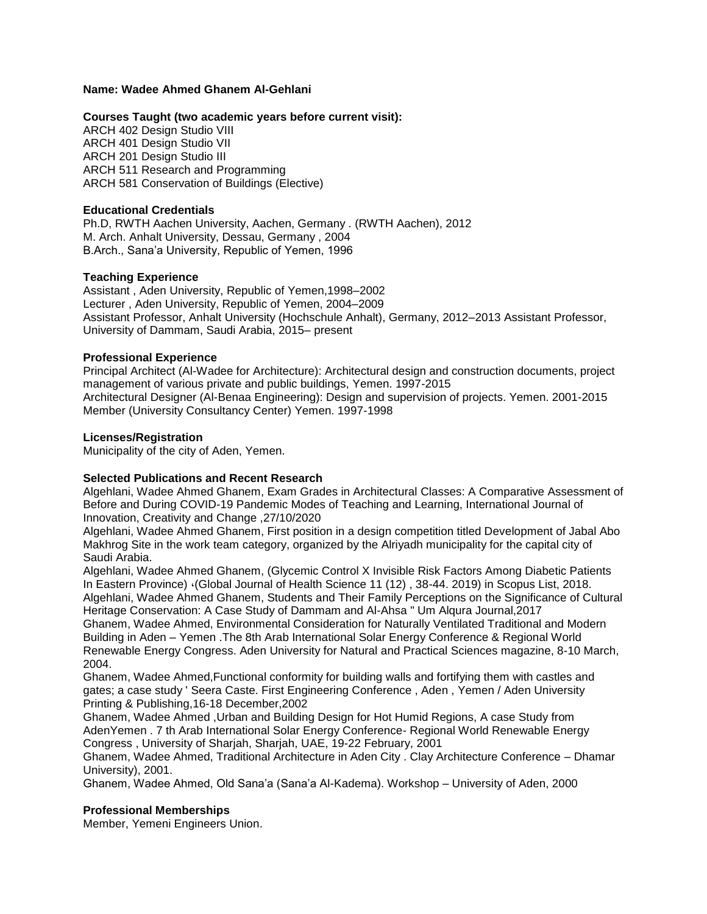**Name: Wadee Ahmed Ghanem Al-Gehlani**

**Courses Taught (two academic years before current visit):**

ARCH 402 Design Studio VIII
ARCH 401 Design Studio VII
ARCH 201 Design Studio III
ARCH 511 Research and Programming
ARCH 581 Conservation of Buildings (Elective)

**Educational Credentials**

Ph.D, RWTH Aachen University, Aachen, Germany . (RWTH Aachen), 2012
M. Arch. Anhalt University, Dessau, Germany , 2004
B.Arch., Sana'a University, Republic of Yemen, 1996

**Teaching Experience**

Assistant , Aden University, Republic of Yemen,1998–2002
Lecturer , Aden University, Republic of Yemen, 2004–2009
Assistant Professor, Anhalt University (Hochschule Anhalt), Germany, 2012–2013 Assistant Professor, University of Dammam, Saudi Arabia, 2015– present

**Professional Experience**

Principal Architect (Al-Wadee for Architecture): Architectural design and construction documents, project management of various private and public buildings, Yemen. 1997-2015
Architectural Designer (Al-Benaa Engineering): Design and supervision of projects. Yemen. 2001-2015
Member (University Consultancy Center) Yemen. 1997-1998

**Licenses/Registration**

Municipality of the city of Aden, Yemen.

**Selected Publications and Recent Research**

Algehlani, Wadee Ahmed Ghanem, Exam Grades in Architectural Classes: A Comparative Assessment of Before and During COVID-19 Pandemic Modes of Teaching and Learning, International Journal of Innovation, Creativity and Change ,27/10/2020
Algehlani, Wadee Ahmed Ghanem, First position in a design competition titled Development of Jabal Abo Makhrog Site in the work team category, organized by the Alriyadh municipality for the capital city of Saudi Arabia.
Algehlani, Wadee Ahmed Ghanem, (Glycemic Control X Invisible Risk Factors Among Diabetic Patients In Eastern Province) ،(Global Journal of Health Science 11 (12) , 38-44. 2019) in Scopus List, 2018.
Algehlani, Wadee Ahmed Ghanem, Students and Their Family Perceptions on the Significance of Cultural Heritage Conservation: A Case Study of Dammam and Al-Ahsa " Um Alqura Journal,2017
Ghanem, Wadee Ahmed, Environmental Consideration for Naturally Ventilated Traditional and Modern Building in Aden – Yemen .The 8th Arab International Solar Energy Conference & Regional World Renewable Energy Congress. Aden University for Natural and Practical Sciences magazine, 8-10 March, 2004.
Ghanem, Wadee Ahmed,Functional conformity for building walls and fortifying them with castles and gates; a case study ' Seera Caste. First Engineering Conference , Aden , Yemen / Aden University Printing & Publishing,16-18 December,2002
Ghanem, Wadee Ahmed ,Urban and Building Design for Hot Humid Regions, A case Study from AdenYemen . 7 th Arab International Solar Energy Conference- Regional World Renewable Energy Congress , University of Sharjah, Sharjah, UAE, 19-22 February, 2001
Ghanem, Wadee Ahmed, Traditional Architecture in Aden City . Clay Architecture Conference – Dhamar University), 2001.
Ghanem, Wadee Ahmed, Old Sana'a (Sana'a Al-Kadema). Workshop – University of Aden, 2000

**Professional Memberships**

Member, Yemeni Engineers Union.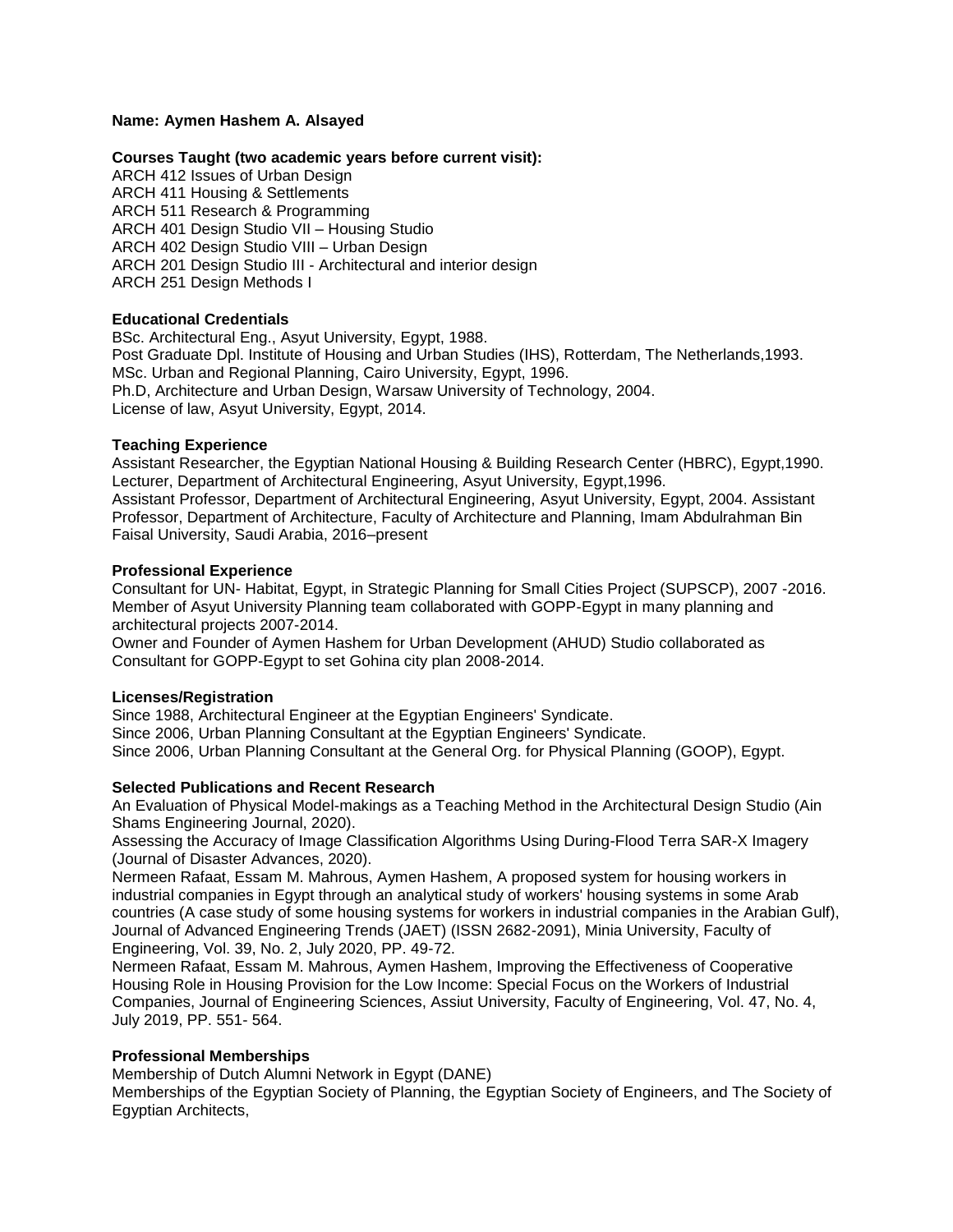**Name: Aymen Hashem A. Alsayed**

**Courses Taught (two academic years before current visit):**

ARCH 412 Issues of Urban Design
ARCH 411 Housing & Settlements
ARCH 511 Research & Programming
ARCH 401 Design Studio VII – Housing Studio
ARCH 402 Design Studio VIII – Urban Design
ARCH 201 Design Studio III - Architectural and interior design
ARCH 251 Design Methods I

**Educational Credentials**

BSc. Architectural Eng., Asyut University, Egypt, 1988.
Post Graduate Dpl. Institute of Housing and Urban Studies (IHS), Rotterdam, The Netherlands,1993.
MSc. Urban and Regional Planning, Cairo University, Egypt, 1996.
Ph.D, Architecture and Urban Design, Warsaw University of Technology, 2004.
License of law, Asyut University, Egypt, 2014.

**Teaching Experience**

Assistant Researcher, the Egyptian National Housing & Building Research Center (HBRC), Egypt,1990.
Lecturer, Department of Architectural Engineering, Asyut University, Egypt,1996.
Assistant Professor, Department of Architectural Engineering, Asyut University, Egypt, 2004. Assistant Professor, Department of Architecture, Faculty of Architecture and Planning, Imam Abdulrahman Bin Faisal University, Saudi Arabia, 2016–present

**Professional Experience**

Consultant for UN- Habitat, Egypt, in Strategic Planning for Small Cities Project (SUPSCP), 2007 -2016.
Member of Asyut University Planning team collaborated with GOPP-Egypt in many planning and architectural projects 2007-2014.
Owner and Founder of Aymen Hashem for Urban Development (AHUD) Studio collaborated as Consultant for GOPP-Egypt to set Gohina city plan 2008-2014.

**Licenses/Registration**

Since 1988, Architectural Engineer at the Egyptian Engineers' Syndicate.
Since 2006, Urban Planning Consultant at the Egyptian Engineers' Syndicate.
Since 2006, Urban Planning Consultant at the General Org. for Physical Planning (GOOP), Egypt.

**Selected Publications and Recent Research**

An Evaluation of Physical Model-makings as a Teaching Method in the Architectural Design Studio (Ain Shams Engineering Journal, 2020).
Assessing the Accuracy of Image Classification Algorithms Using During-Flood Terra SAR-X Imagery (Journal of Disaster Advances, 2020).
Nermeen Rafaat, Essam M. Mahrous, Aymen Hashem, A proposed system for housing workers in industrial companies in Egypt through an analytical study of workers' housing systems in some Arab countries (A case study of some housing systems for workers in industrial companies in the Arabian Gulf), Journal of Advanced Engineering Trends (JAET) (ISSN 2682-2091), Minia University, Faculty of Engineering, Vol. 39, No. 2, July 2020, PP. 49-72.
Nermeen Rafaat, Essam M. Mahrous, Aymen Hashem, Improving the Effectiveness of Cooperative Housing Role in Housing Provision for the Low Income: Special Focus on the Workers of Industrial Companies, Journal of Engineering Sciences, Assiut University, Faculty of Engineering, Vol. 47, No. 4, July 2019, PP. 551- 564.

**Professional Memberships**

Membership of Dutch Alumni Network in Egypt (DANE)
Memberships of the Egyptian Society of Planning, the Egyptian Society of Engineers, and The Society of Egyptian Architects,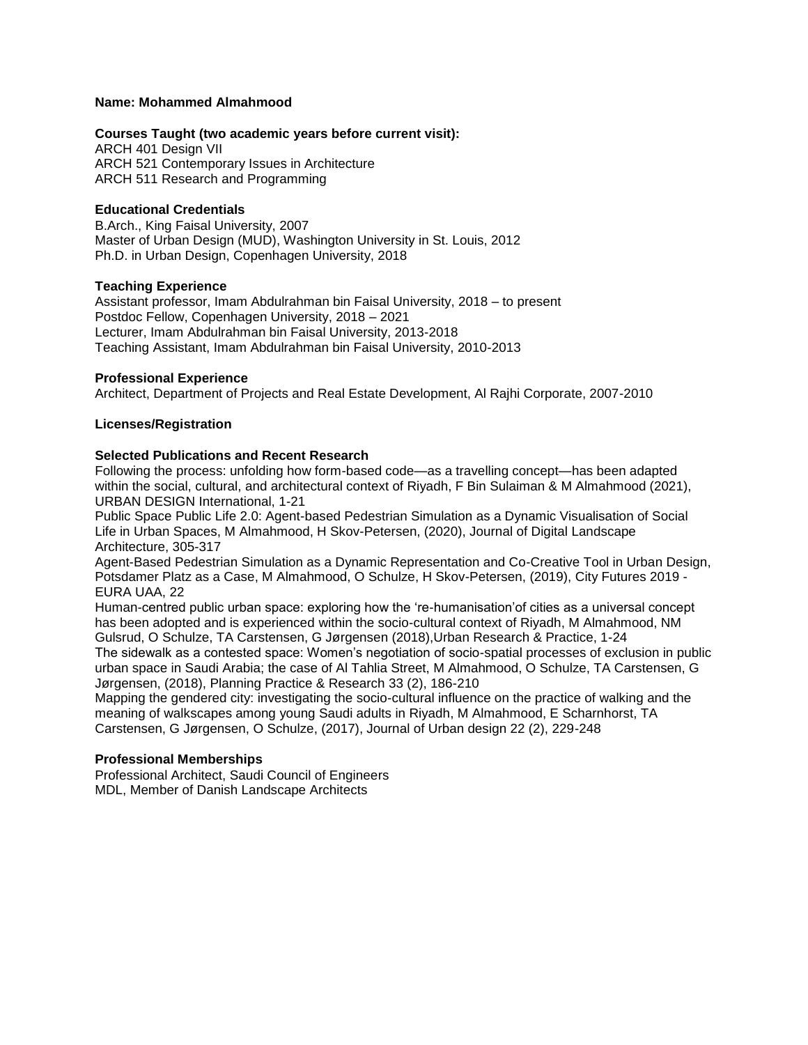**Name: Mohammed Almahmood**

**Courses Taught (two academic years before current visit):**
ARCH 401 Design VII
ARCH 521 Contemporary Issues in Architecture
ARCH 511 Research and Programming

**Educational Credentials**
B.Arch., King Faisal University, 2007
Master of Urban Design (MUD), Washington University in St. Louis, 2012
Ph.D. in Urban Design, Copenhagen University, 2018

**Teaching Experience**
Assistant professor, Imam Abdulrahman bin Faisal University, 2018 – to present
Postdoc Fellow, Copenhagen University, 2018 – 2021
Lecturer, Imam Abdulrahman bin Faisal University, 2013-2018
Teaching Assistant, Imam Abdulrahman bin Faisal University, 2010-2013

**Professional Experience**
Architect, Department of Projects and Real Estate Development, Al Rajhi Corporate, 2007-2010

**Licenses/Registration**

**Selected Publications and Recent Research**
Following the process: unfolding how form-based code—as a travelling concept—has been adapted within the social, cultural, and architectural context of Riyadh, F Bin Sulaiman & M Almahmood (2021), URBAN DESIGN International, 1-21
Public Space Public Life 2.0: Agent-based Pedestrian Simulation as a Dynamic Visualisation of Social Life in Urban Spaces, M Almahmood, H Skov-Petersen, (2020), Journal of Digital Landscape Architecture, 305-317
Agent-Based Pedestrian Simulation as a Dynamic Representation and Co-Creative Tool in Urban Design, Potsdamer Platz as a Case, M Almahmood, O Schulze, H Skov-Petersen, (2019), City Futures 2019 - EURA UAA, 22
Human-centred public urban space: exploring how the 're-humanisation'of cities as a universal concept has been adopted and is experienced within the socio-cultural context of Riyadh, M Almahmood, NM Gulsrud, O Schulze, TA Carstensen, G Jørgensen (2018),Urban Research & Practice, 1-24
The sidewalk as a contested space: Women's negotiation of socio-spatial processes of exclusion in public urban space in Saudi Arabia; the case of Al Tahlia Street, M Almahmood, O Schulze, TA Carstensen, G Jørgensen, (2018), Planning Practice & Research 33 (2), 186-210
Mapping the gendered city: investigating the socio-cultural influence on the practice of walking and the meaning of walkscapes among young Saudi adults in Riyadh, M Almahmood, E Scharnhorst, TA Carstensen, G Jørgensen, O Schulze, (2017), Journal of Urban design 22 (2), 229-248

**Professional Memberships**
Professional Architect, Saudi Council of Engineers
MDL, Member of Danish Landscape Architects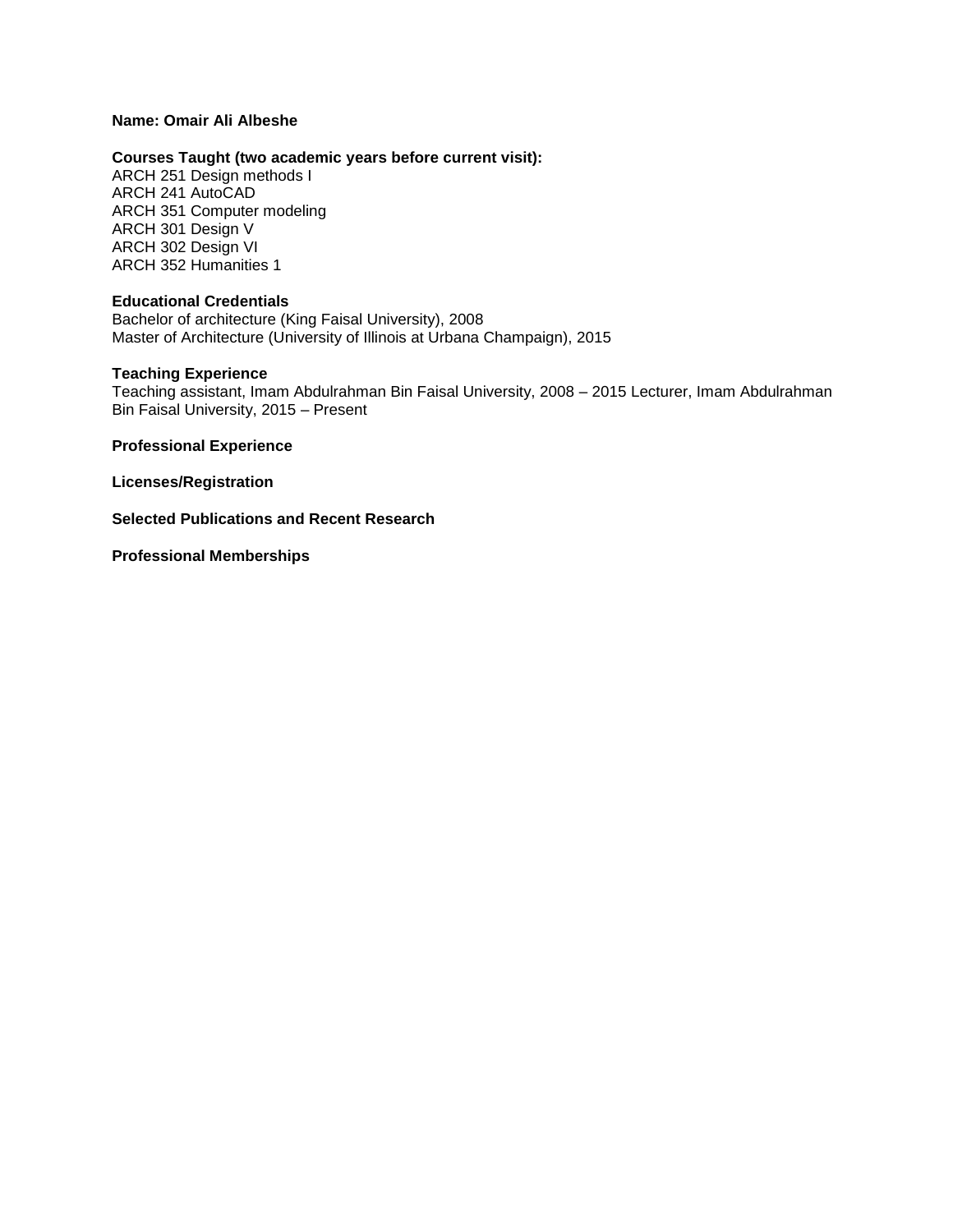**Name: Omair Ali Albeshe**

**Courses Taught (two academic years before current visit):**
ARCH 251 Design methods I
ARCH 241 AutoCAD
ARCH 351 Computer modeling
ARCH 301 Design V
ARCH 302 Design VI
ARCH 352 Humanities 1

**Educational Credentials**
Bachelor of architecture (King Faisal University), 2008
Master of Architecture (University of Illinois at Urbana Champaign), 2015

**Teaching Experience**
Teaching assistant, Imam Abdulrahman Bin Faisal University, 2008 – 2015 Lecturer, Imam Abdulrahman Bin Faisal University, 2015 – Present

**Professional Experience**

**Licenses/Registration**

**Selected Publications and Recent Research**

**Professional Memberships**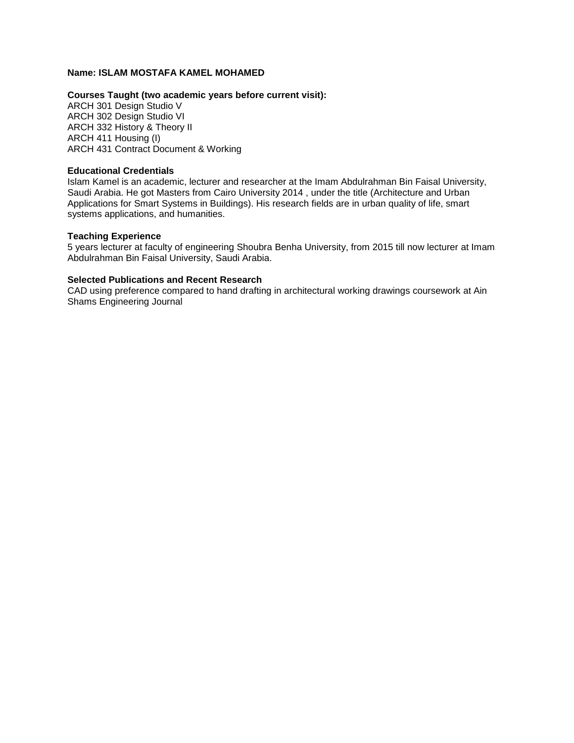**Name: ISLAM MOSTAFA KAMEL MOHAMED**

**Courses Taught (two academic years before current visit):**

ARCH 301 Design Studio V
ARCH 302 Design Studio VI
ARCH 332 History & Theory II
ARCH 411 Housing (I)
ARCH 431 Contract Document & Working

**Educational Credentials**

Islam Kamel is an academic, lecturer and researcher at the Imam Abdulrahman Bin Faisal University, Saudi Arabia. He got Masters from Cairo University 2014 , under the title (Architecture and Urban Applications for Smart Systems in Buildings). His research fields are in urban quality of life, smart systems applications, and humanities.

**Teaching Experience**

5 years lecturer at faculty of engineering Shoubra Benha University, from 2015 till now lecturer at Imam Abdulrahman Bin Faisal University, Saudi Arabia.

**Selected Publications and Recent Research**

CAD using preference compared to hand drafting in architectural working drawings coursework at Ain Shams Engineering Journal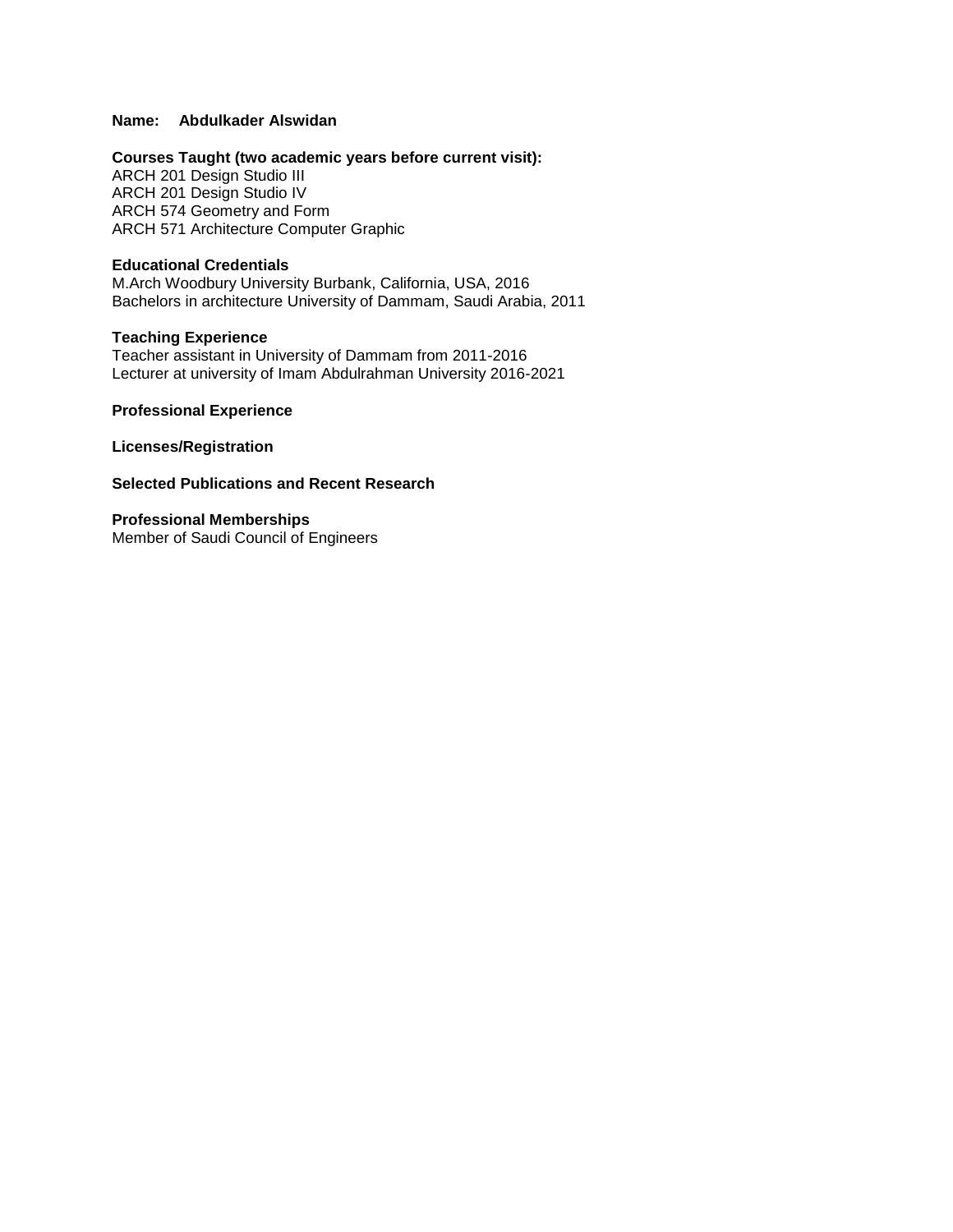**Name:** **Abdulkader Alswidan**

**Courses Taught (two academic years before current visit):**
ARCH 201 Design Studio III
ARCH 201 Design Studio IV
ARCH 574 Geometry and Form
ARCH 571 Architecture Computer Graphic

**Educational Credentials**
M.Arch Woodbury University Burbank, California, USA, 2016
Bachelors in architecture University of Dammam, Saudi Arabia, 2011

**Teaching Experience**
Teacher assistant in University of Dammam from 2011-2016
Lecturer at university of Imam Abdulrahman University 2016-2021

**Professional Experience**

**Licenses/Registration**

**Selected Publications and Recent Research**

**Professional Memberships**
Member of Saudi Council of Engineers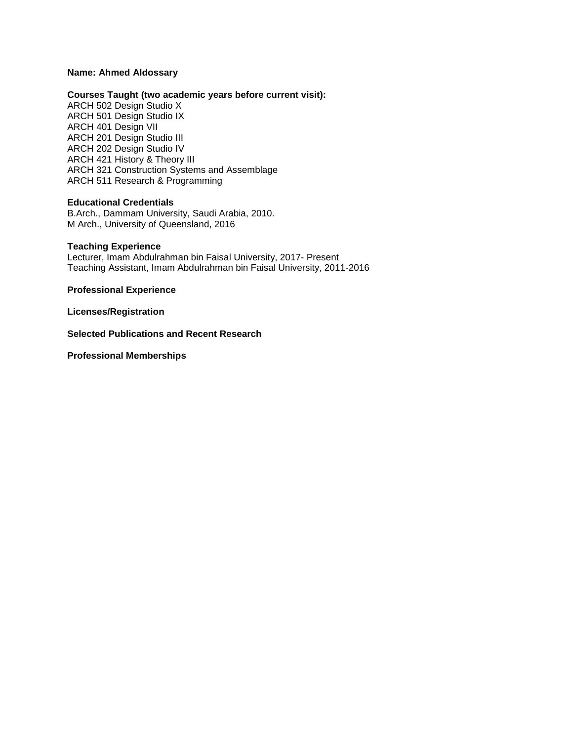**Name: Ahmed Aldossary**

**Courses Taught (two academic years before current visit):**
ARCH 502 Design Studio X
ARCH 501 Design Studio IX
ARCH 401 Design VII
ARCH 201 Design Studio III
ARCH 202 Design Studio IV
ARCH 421 History & Theory III
ARCH 321 Construction Systems and Assemblage
ARCH 511 Research & Programming

**Educational Credentials**
B.Arch., Dammam University, Saudi Arabia, 2010.
M Arch., University of Queensland, 2016

**Teaching Experience**
Lecturer, Imam Abdulrahman bin Faisal University, 2017- Present
Teaching Assistant, Imam Abdulrahman bin Faisal University, 2011-2016

**Professional Experience**

**Licenses/Registration**

**Selected Publications and Recent Research**

**Professional Memberships**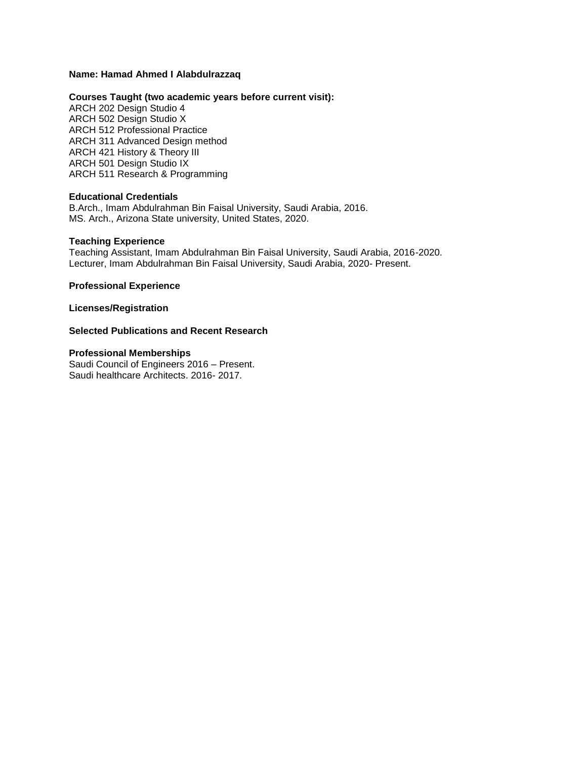**Name: Hamad Ahmed I Alabdulrazzaq**

**Courses Taught (two academic years before current visit):**
ARCH 202 Design Studio 4
ARCH 502 Design Studio X
ARCH 512 Professional Practice
ARCH 311 Advanced Design method
ARCH 421 History & Theory III
ARCH 501 Design Studio IX
ARCH 511 Research & Programming

**Educational Credentials**
B.Arch., Imam Abdulrahman Bin Faisal University, Saudi Arabia, 2016.
MS. Arch., Arizona State university, United States, 2020.

**Teaching Experience**
Teaching Assistant, Imam Abdulrahman Bin Faisal University, Saudi Arabia, 2016-2020.
Lecturer, Imam Abdulrahman Bin Faisal University, Saudi Arabia, 2020- Present.

**Professional Experience**

**Licenses/Registration**

**Selected Publications and Recent Research**

**Professional Memberships**
Saudi Council of Engineers 2016 – Present.
Saudi healthcare Architects. 2016- 2017.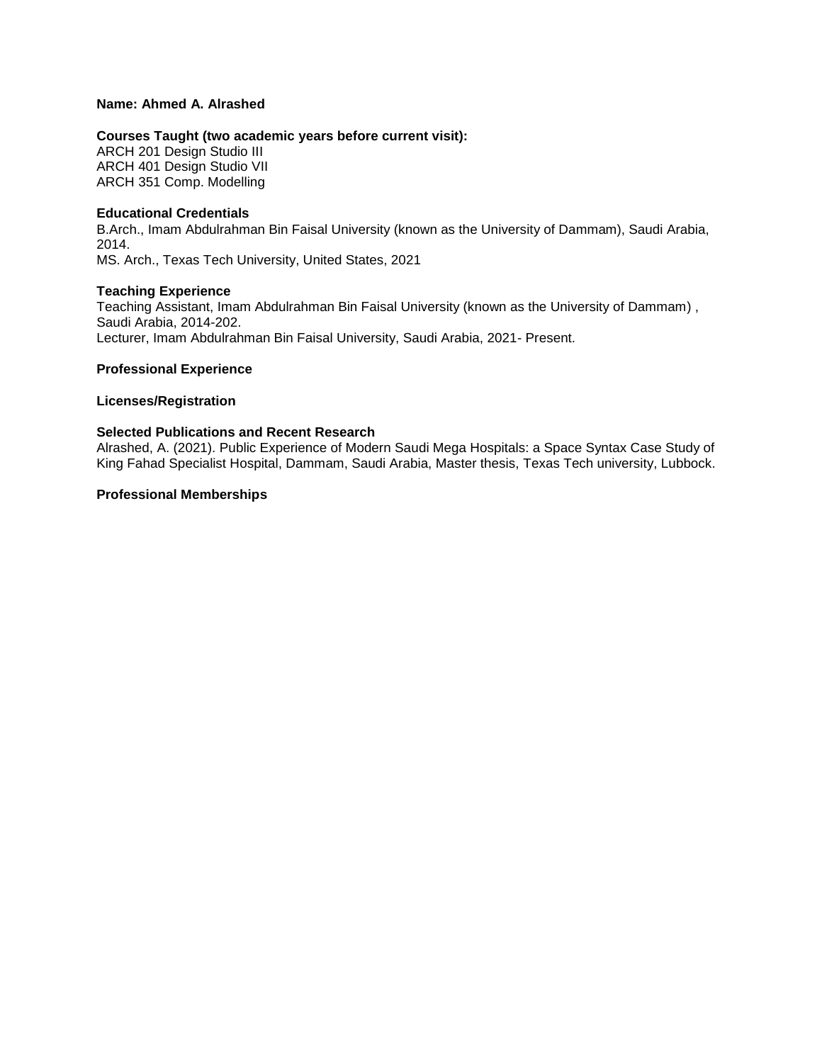**Name: Ahmed A. Alrashed**

**Courses Taught (two academic years before current visit):**
ARCH 201 Design Studio III
ARCH 401 Design Studio VII
ARCH 351 Comp. Modelling

**Educational Credentials**
B.Arch., Imam Abdulrahman Bin Faisal University (known as the University of Dammam), Saudi Arabia, 2014.
MS. Arch., Texas Tech University, United States, 2021

**Teaching Experience**
Teaching Assistant, Imam Abdulrahman Bin Faisal University (known as the University of Dammam) , Saudi Arabia, 2014-202.
Lecturer, Imam Abdulrahman Bin Faisal University, Saudi Arabia, 2021- Present.

**Professional Experience**

**Licenses/Registration**

**Selected Publications and Recent Research**
Alrashed, A. (2021). Public Experience of Modern Saudi Mega Hospitals: a Space Syntax Case Study of King Fahad Specialist Hospital, Dammam, Saudi Arabia, Master thesis, Texas Tech university, Lubbock.

**Professional Memberships**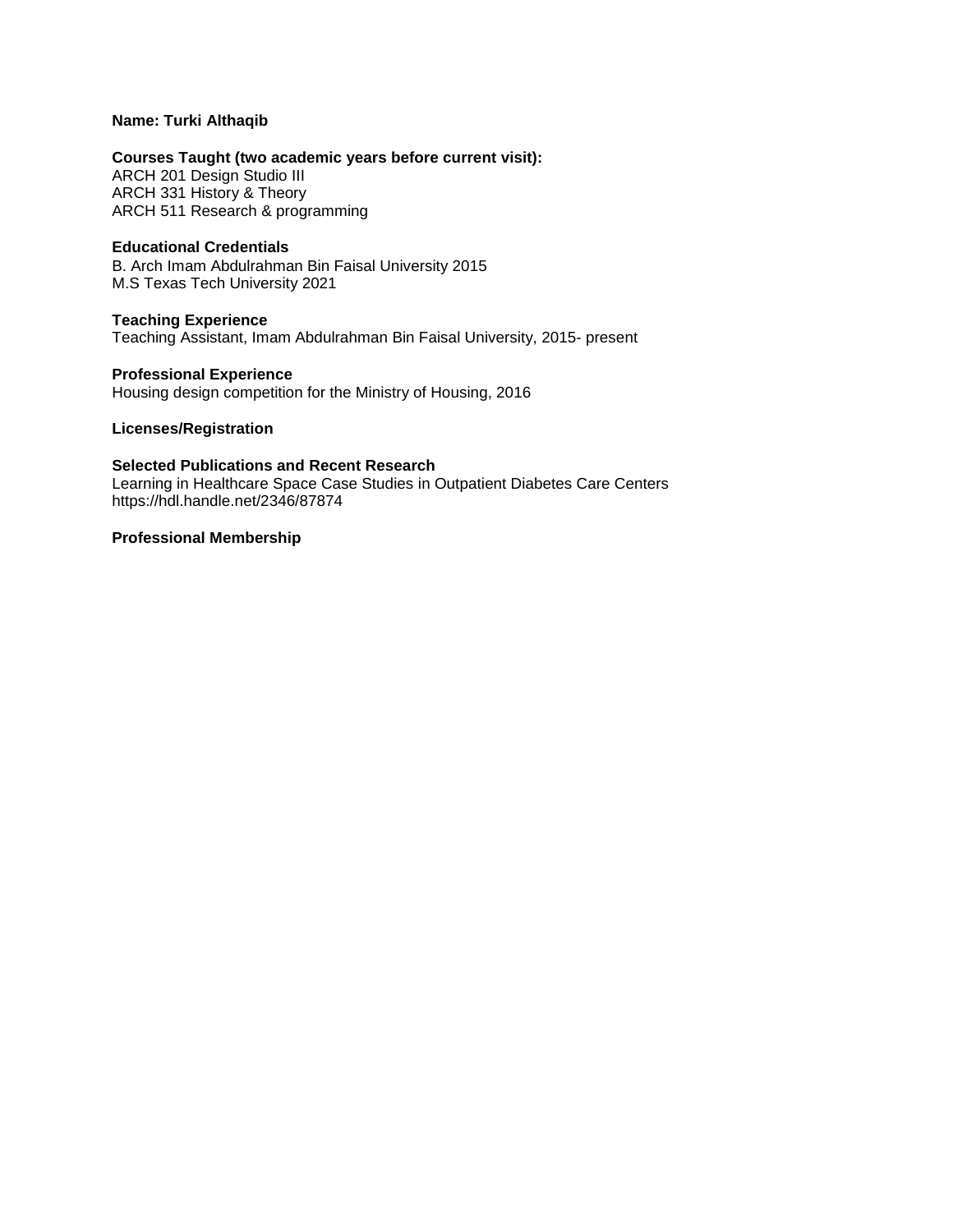**Name: Turki Althaqib**

**Courses Taught (two academic years before current visit):**
ARCH 201 Design Studio III
ARCH 331 History & Theory
ARCH 511 Research & programming

**Educational Credentials**
B. Arch Imam Abdulrahman Bin Faisal University 2015
M.S Texas Tech University 2021

**Teaching Experience**
Teaching Assistant, Imam Abdulrahman Bin Faisal University, 2015- present

**Professional Experience**
Housing design competition for the Ministry of Housing, 2016

**Licenses/Registration**

**Selected Publications and Recent Research**
Learning in Healthcare Space Case Studies in Outpatient Diabetes Care Centers
https://hdl.handle.net/2346/87874

**Professional Membership**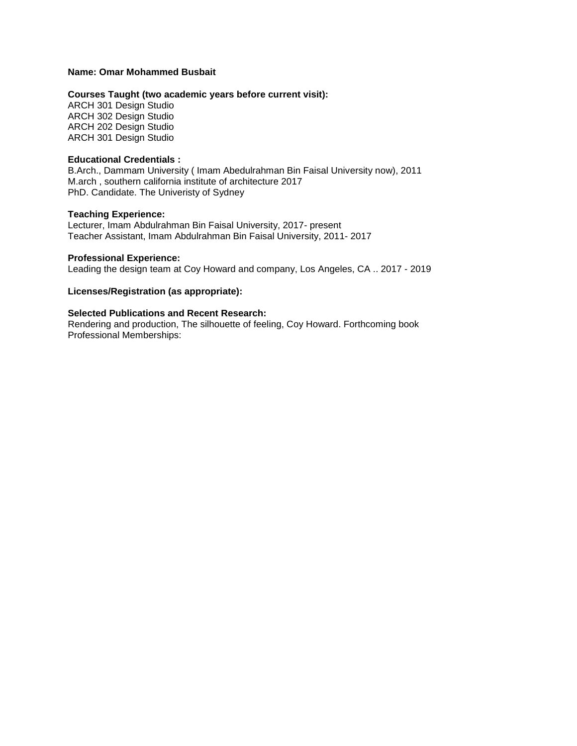**Name: Omar Mohammed Busbait**

**Courses Taught (two academic years before current visit):**
ARCH 301 Design Studio
ARCH 302 Design Studio
ARCH 202 Design Studio
ARCH 301 Design Studio

**Educational Credentials :**
B.Arch., Dammam University ( Imam Abedulrahman Bin Faisal University now), 2011
M.arch , southern california institute of architecture 2017
PhD. Candidate. The Univeristy of Sydney

**Teaching Experience:**
Lecturer, Imam Abdulrahman Bin Faisal University, 2017- present
Teacher Assistant, Imam Abdulrahman Bin Faisal University, 2011- 2017

**Professional Experience:**
Leading the design team at Coy Howard and company, Los Angeles, CA .. 2017 - 2019

**Licenses/Registration (as appropriate):**

**Selected Publications and Recent Research:**
Rendering and production, The silhouette of feeling, Coy Howard. Forthcoming book
Professional Memberships: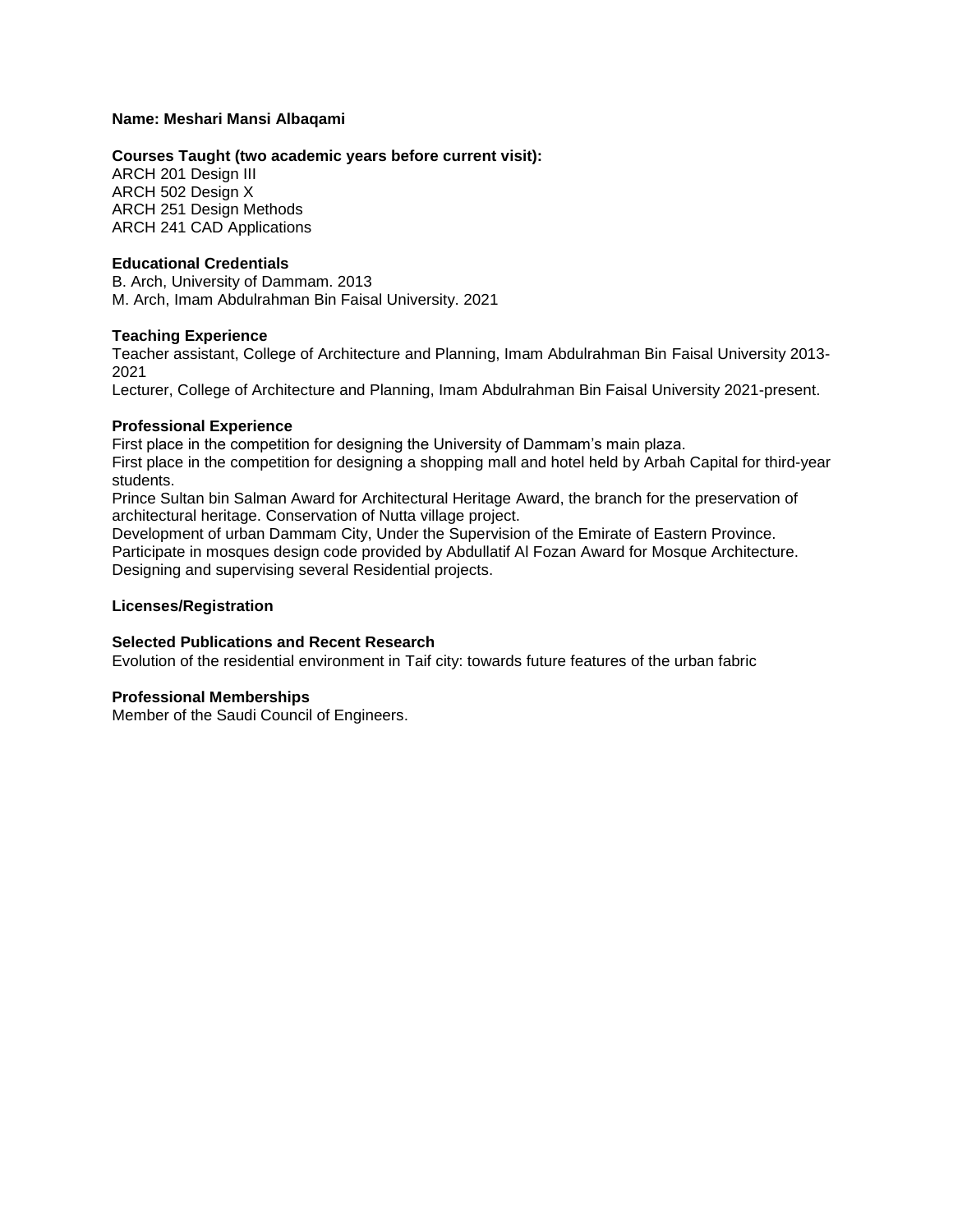**Name: Meshari Mansi Albaqami**

**Courses Taught (two academic years before current visit):**

ARCH 201 Design III
ARCH 502 Design X
ARCH 251 Design Methods
ARCH 241 CAD Applications

**Educational Credentials**

B. Arch, University of Dammam. 2013
M. Arch, Imam Abdulrahman Bin Faisal University. 2021

**Teaching Experience**

Teacher assistant, College of Architecture and Planning, Imam Abdulrahman Bin Faisal University 2013-2021
Lecturer, College of Architecture and Planning, Imam Abdulrahman Bin Faisal University 2021-present.

**Professional Experience**

First place in the competition for designing the University of Dammam's main plaza.
First place in the competition for designing a shopping mall and hotel held by Arbah Capital for third-year students.
Prince Sultan bin Salman Award for Architectural Heritage Award, the branch for the preservation of architectural heritage. Conservation of Nutta village project.
Development of urban Dammam City, Under the Supervision of the Emirate of Eastern Province.
Participate in mosques design code provided by Abdullatif Al Fozan Award for Mosque Architecture.
Designing and supervising several Residential projects.

**Licenses/Registration**

**Selected Publications and Recent Research**

Evolution of the residential environment in Taif city: towards future features of the urban fabric

**Professional Memberships**

Member of the Saudi Council of Engineers.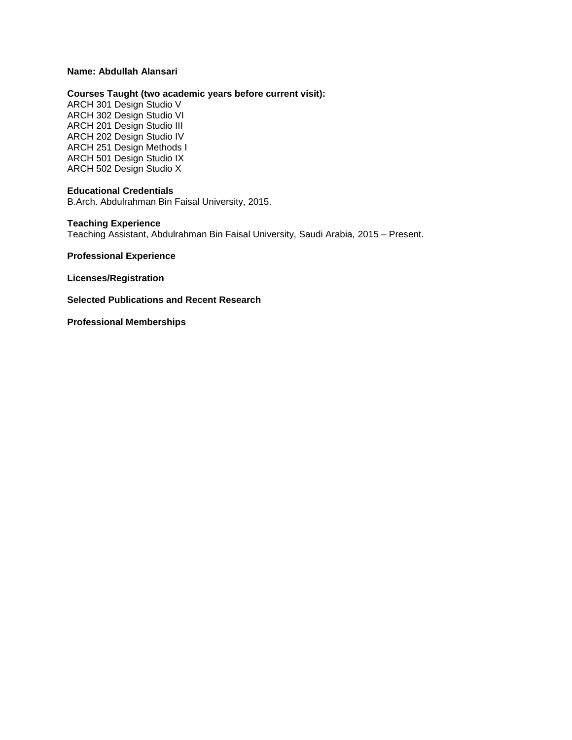**Name: Abdullah Alansari**

**Courses Taught (two academic years before current visit):**
ARCH 301 Design Studio V
ARCH 302 Design Studio VI
ARCH 201 Design Studio III
ARCH 202 Design Studio IV
ARCH 251 Design Methods I
ARCH 501 Design Studio IX
ARCH 502 Design Studio X

**Educational Credentials**
B.Arch. Abdulrahman Bin Faisal University, 2015.

**Teaching Experience**
Teaching Assistant, Abdulrahman Bin Faisal University, Saudi Arabia, 2015 – Present.

**Professional Experience**

**Licenses/Registration**

**Selected Publications and Recent Research**

**Professional Memberships**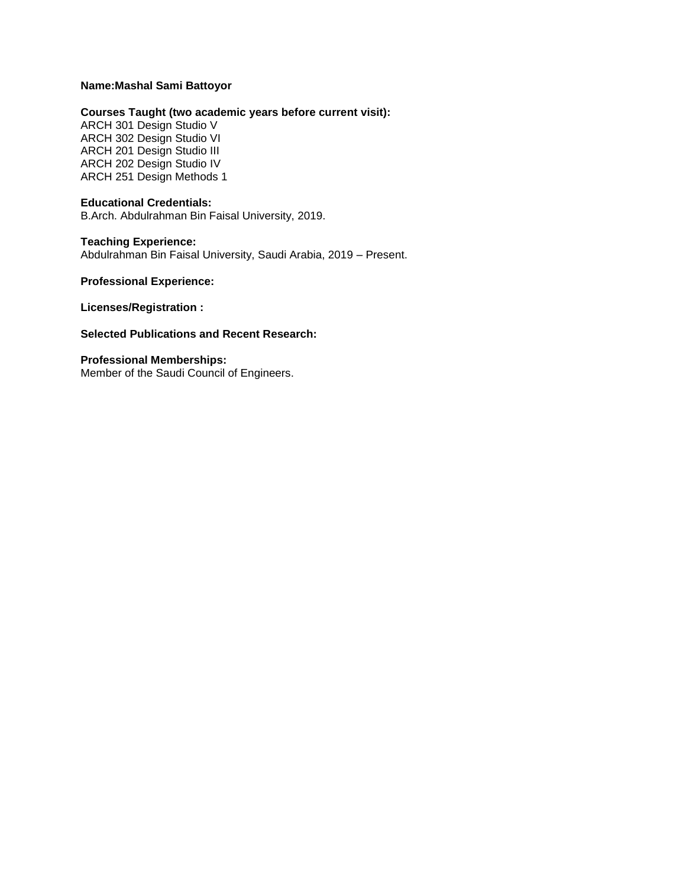**Name:Mashal Sami Battoyor**

**Courses Taught (two academic years before current visit):**
ARCH 301 Design Studio V
ARCH 302 Design Studio VI
ARCH 201 Design Studio III
ARCH 202 Design Studio IV
ARCH 251 Design Methods 1

**Educational Credentials:**
B.Arch. Abdulrahman Bin Faisal University, 2019.

**Teaching Experience:**
Abdulrahman Bin Faisal University, Saudi Arabia, 2019 – Present.

**Professional Experience:**

**Licenses/Registration :**

**Selected Publications and Recent Research:**

**Professional Memberships:**
Member of the Saudi Council of Engineers.